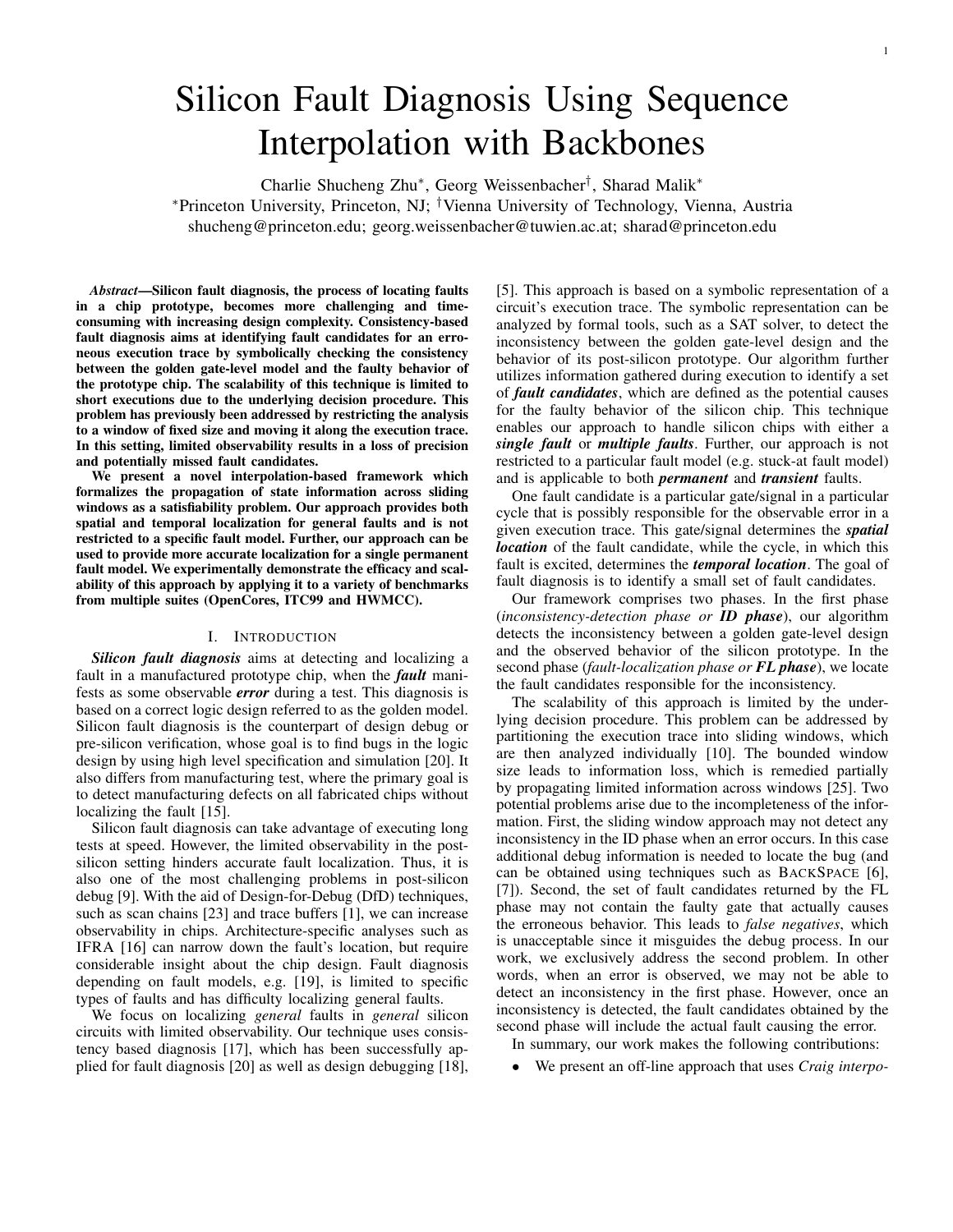# Silicon Fault Diagnosis Using Sequence Interpolation with Backbones

Charlie Shucheng Zhu*, Georg Weissenbacher†, Sharad Malik*

*Princeton University, Princeton, NJ; †Vienna University of Technology, Vienna, Austria

shucheng@princeton.edu; georg.weissenbacher@tuwien.ac.at; sharad@princeton.edu

***Abstract*—Silicon fault diagnosis, the process of locating faults in a chip prototype, becomes more challenging and time-consuming with increasing design complexity. Consistency-based fault diagnosis aims at identifying fault candidates for an erroneous execution trace by symbolically checking the consistency between the golden gate-level model and the faulty behavior of the prototype chip. The scalability of this technique is limited to short executions due to the underlying decision procedure. This problem has previously been addressed by restricting the analysis to a window of fixed size and moving it along the execution trace. In this setting, limited observability results in a loss of precision and potentially missed fault candidates.**

**We present a novel interpolation-based framework which formalizes the propagation of state information across sliding windows as a satisfiability problem. Our approach provides both spatial and temporal localization for general faults and is not restricted to a specific fault model. Further, our approach can be used to provide more accurate localization for a single permanent fault model. We experimentally demonstrate the efficacy and scalability of this approach by applying it to a variety of benchmarks from multiple suites (OpenCores, ITC99 and HWMCC).**

## I. Introduction

***Silicon fault diagnosis*** aims at detecting and localizing a fault in a manufactured prototype chip, when the ***fault*** manifests as some observable ***error*** during a test. This diagnosis is based on a correct logic design referred to as the golden model. Silicon fault diagnosis is the counterpart of design debug or pre-silicon verification, whose goal is to find bugs in the logic design by using high level specification and simulation [20]. It also differs from manufacturing test, where the primary goal is to detect manufacturing defects on all fabricated chips without localizing the fault [15].

Silicon fault diagnosis can take advantage of executing long tests at speed. However, the limited observability in the post-silicon setting hinders accurate fault localization. Thus, it is also one of the most challenging problems in post-silicon debug [9]. With the aid of Design-for-Debug (DfD) techniques, such as scan chains [23] and trace buffers [1], we can increase observability in chips. Architecture-specific analyses such as IFRA [16] can narrow down the fault's location, but require considerable insight about the chip design. Fault diagnosis depending on fault models, e.g. [19], is limited to specific types of faults and has difficulty localizing general faults.

We focus on localizing *general* faults in *general* silicon circuits with limited observability. Our technique uses consistency based diagnosis [17], which has been successfully applied for fault diagnosis [20] as well as design debugging [18], [5]. This approach is based on a symbolic representation of a circuit's execution trace. The symbolic representation can be analyzed by formal tools, such as a SAT solver, to detect the inconsistency between the golden gate-level design and the behavior of its post-silicon prototype. Our algorithm further utilizes information gathered during execution to identify a set of ***fault candidates***, which are defined as the potential causes for the faulty behavior of the silicon chip. This technique enables our approach to handle silicon chips with either a ***single fault*** or ***multiple faults***. Further, our approach is not restricted to a particular fault model (e.g. stuck-at fault model) and is applicable to both ***permanent*** and ***transient*** faults.

One fault candidate is a particular gate/signal in a particular cycle that is possibly responsible for the observable error in a given execution trace. This gate/signal determines the ***spatial location*** of the fault candidate, while the cycle, in which this fault is excited, determines the ***temporal location***. The goal of fault diagnosis is to identify a small set of fault candidates.

Our framework comprises two phases. In the first phase (*inconsistency-detection phase or **ID phase***), our algorithm detects the inconsistency between a golden gate-level design and the observed behavior of the silicon prototype. In the second phase (*fault-localization phase or **FL phase***), we locate the fault candidates responsible for the inconsistency.

The scalability of this approach is limited by the underlying decision procedure. This problem can be addressed by partitioning the execution trace into sliding windows, which are then analyzed individually [10]. The bounded window size leads to information loss, which is remedied partially by propagating limited information across windows [25]. Two potential problems arise due to the incompleteness of the information. First, the sliding window approach may not detect any inconsistency in the ID phase when an error occurs. In this case additional debug information is needed to locate the bug (and can be obtained using techniques such as BACKSPACE [6], [7]). Second, the set of fault candidates returned by the FL phase may not contain the faulty gate that actually causes the erroneous behavior. This leads to *false negatives*, which is unacceptable since it misguides the debug process. In our work, we exclusively address the second problem. In other words, when an error is observed, we may not be able to detect an inconsistency in the first phase. However, once an inconsistency is detected, the fault candidates obtained by the second phase will include the actual fault causing the error.

In summary, our work makes the following contributions:

- We present an off-line approach that uses *Craig interpo-*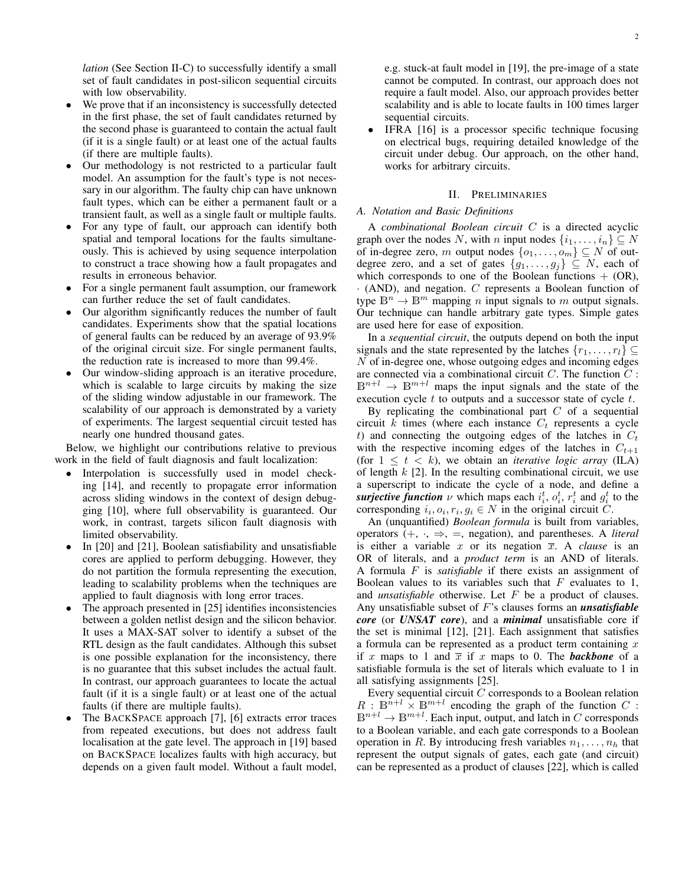*lation* (See Section II-C) to successfully identify a small set of fault candidates in post-silicon sequential circuits with low observability.

- We prove that if an inconsistency is successfully detected in the first phase, the set of fault candidates returned by the second phase is guaranteed to contain the actual fault (if it is a single fault) or at least one of the actual faults (if there are multiple faults).
- Our methodology is not restricted to a particular fault model. An assumption for the fault's type is not necessary in our algorithm. The faulty chip can have unknown fault types, which can be either a permanent fault or a transient fault, as well as a single fault or multiple faults.
- For any type of fault, our approach can identify both spatial and temporal locations for the faults simultaneously. This is achieved by using sequence interpolation to construct a trace showing how a fault propagates and results in erroneous behavior.
- For a single permanent fault assumption, our framework can further reduce the set of fault candidates.
- Our algorithm significantly reduces the number of fault candidates. Experiments show that the spatial locations of general faults can be reduced by an average of 93.9% of the original circuit size. For single permanent faults, the reduction rate is increased to more than 99.4%.
- Our window-sliding approach is an iterative procedure, which is scalable to large circuits by making the size of the sliding window adjustable in our framework. The scalability of our approach is demonstrated by a variety of experiments. The largest sequential circuit tested has nearly one hundred thousand gates.

Below, we highlight our contributions relative to previous work in the field of fault diagnosis and fault localization:

- Interpolation is successfully used in model checking [14], and recently to propagate error information across sliding windows in the context of design debugging [10], where full observability is guaranteed. Our work, in contrast, targets silicon fault diagnosis with limited observability.
- In [20] and [21], Boolean satisfiability and unsatisfiable cores are applied to perform debugging. However, they do not partition the formula representing the execution, leading to scalability problems when the techniques are applied to fault diagnosis with long error traces.
- The approach presented in [25] identifies inconsistencies between a golden netlist design and the silicon behavior. It uses a MAX-SAT solver to identify a subset of the RTL design as the fault candidates. Although this subset is one possible explanation for the inconsistency, there is no guarantee that this subset includes the actual fault. In contrast, our approach guarantees to locate the actual fault (if it is a single fault) or at least one of the actual faults (if there are multiple faults).
- The BACKSPACE approach [7], [6] extracts error traces from repeated executions, but does not address fault localisation at the gate level. The approach in [19] based on BACKSPACE localizes faults with high accuracy, but depends on a given fault model. Without a fault model, e.g. stuck-at fault model in [19], the pre-image of a state cannot be computed. In contrast, our approach does not require a fault model. Also, our approach provides better scalability and is able to locate faults in 100 times larger sequential circuits.
- IFRA [16] is a processor specific technique focusing on electrical bugs, requiring detailed knowledge of the circuit under debug. Our approach, on the other hand, works for arbitrary circuits.

## II. Preliminaries

### A. Notation and Basic Definitions

A *combinational Boolean circuit* $C$ is a directed acyclic graph over the nodes $N$, with $n$ input nodes $\{i_1, \ldots, i_n\} \subseteq N$ of in-degree zero, $m$ output nodes $\{o_1, \ldots, o_m\} \subseteq N$ of out-degree zero, and a set of gates $\{g_1, \ldots, g_j\} \subseteq N$, each of which corresponds to one of the Boolean functions $+$ (OR), $\cdot$ (AND), and negation. $C$ represents a Boolean function of type $\mathbb{B}^n \to \mathbb{B}^m$ mapping $n$ input signals to $m$ output signals. Our technique can handle arbitrary gate types. Simple gates are used here for ease of exposition.

In a *sequential circuit*, the outputs depend on both the input signals and the state represented by the latches $\{r_1, \ldots, r_l\} \subseteq N$ of in-degree one, whose outgoing edges and incoming edges are connected via a combinational circuit $C$. The function $C : \mathbb{B}^{n+l} \to \mathbb{B}^{m+l}$ maps the input signals and the state of the execution cycle $t$ to outputs and a successor state of cycle $t$.

By replicating the combinational part $C$ of a sequential circuit $k$ times (where each instance $C_t$ represents a cycle $t$) and connecting the outgoing edges of the latches in $C_t$ with the respective incoming edges of the latches in $C_{t+1}$ (for $1 \leq t < k$), we obtain an *iterative logic array* (ILA) of length $k$ [2]. In the resulting combinational circuit, we use a superscript to indicate the cycle of a node, and define a ***surjective function*** $\nu$ which maps each $i_i^t$, $o_i^t$, $r_i^t$ and $g_i^t$ to the corresponding $i_i, o_i, r_i, g_i \in N$ in the original circuit $C$.

An (unquantified) *Boolean formula* is built from variables, operators ($+$, $\cdot$, $\Rightarrow$, $=$, negation), and parentheses. A *literal* is either a variable $x$ or its negation $\overline{x}$. A *clause* is an OR of literals, and a *product term* is an AND of literals. A formula $F$ is *satisfiable* if there exists an assignment of Boolean values to its variables such that $F$ evaluates to 1, and *unsatisfiable* otherwise. Let $F$ be a product of clauses. Any unsatisfiable subset of $F$'s clauses forms an ***unsatisfiable core*** (or ***UNSAT core***), and a ***minimal*** unsatisfiable core if the set is minimal [12], [21]. Each assignment that satisfies a formula can be represented as a product term containing $x$ if $x$ maps to 1 and $\overline{x}$ if $x$ maps to 0. The ***backbone*** of a satisfiable formula is the set of literals which evaluate to 1 in all satisfying assignments [25].

Every sequential circuit $C$ corresponds to a Boolean relation $R : \mathbb{B}^{n+l} \times \mathbb{B}^{m+l}$ encoding the graph of the function $C : \mathbb{B}^{n+l} \to \mathbb{B}^{m+l}$. Each input, output, and latch in $C$ corresponds to a Boolean variable, and each gate corresponds to a Boolean operation in $R$. By introducing fresh variables $n_1, \ldots, n_h$ that represent the output signals of gates, each gate (and circuit) can be represented as a product of clauses [22], which is called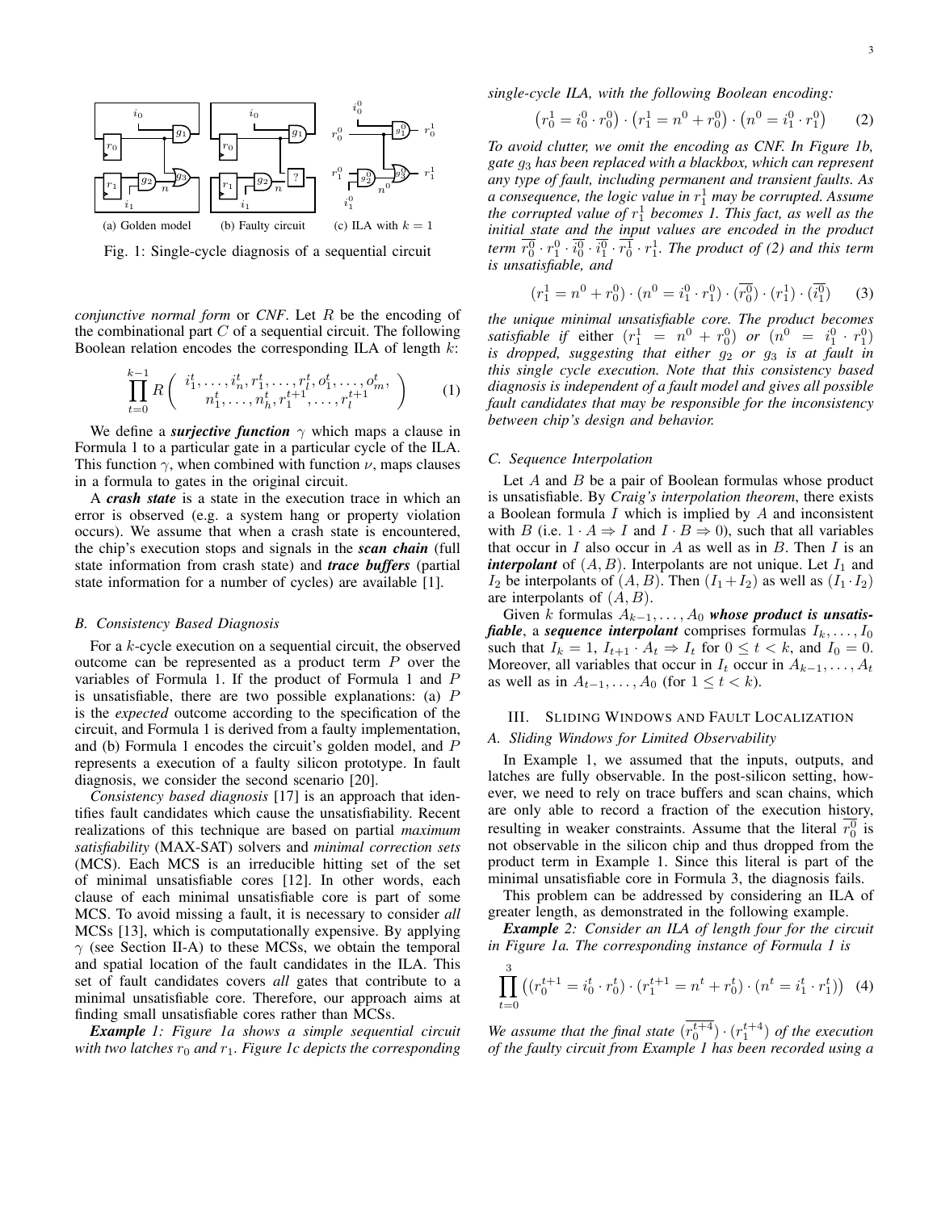(a) Golden model (b) Faulty circuit (c) ILA with $k = 1$

Fig. 1: Single-cycle diagnosis of a sequential circuit

*conjunctive normal form* or *CNF*. Let $R$ be the encoding of the combinational part $C$ of a sequential circuit. The following Boolean relation encodes the corresponding ILA of length $k$:

$$\prod_{t=0}^{k-1} R\left(\begin{array}{c} i_1^t, \ldots, i_n^t, r_1^t, \ldots, r_l^t, o_1^t, \ldots, o_m^t, \\ n_1^t, \ldots, n_h^t, r_1^{t+1}, \ldots, r_l^{t+1} \end{array}\right) \quad (1)$$

We define a ***surjective function*** $\gamma$ which maps a clause in Formula 1 to a particular gate in a particular cycle of the ILA. This function $\gamma$, when combined with function $\nu$, maps clauses in a formula to gates in the original circuit.

A ***crash state*** is a state in the execution trace in which an error is observed (e.g. a system hang or property violation occurs). We assume that when a crash state is encountered, the chip's execution stops and signals in the ***scan chain*** (full state information from crash state) and ***trace buffers*** (partial state information for a number of cycles) are available [1].

### B. Consistency Based Diagnosis

For a $k$-cycle execution on a sequential circuit, the observed outcome can be represented as a product term $P$ over the variables of Formula 1. If the product of Formula 1 and $P$ is unsatisfiable, there are two possible explanations: (a) $P$ is the *expected* outcome according to the specification of the circuit, and Formula 1 is derived from a faulty implementation, and (b) Formula 1 encodes the circuit's golden model, and $P$ represents a execution of a faulty silicon prototype. In fault diagnosis, we consider the second scenario [20].

*Consistency based diagnosis* [17] is an approach that identifies fault candidates which cause the unsatisfiability. Recent realizations of this technique are based on partial *maximum satisfiability* (MAX-SAT) solvers and *minimal correction sets* (MCS). Each MCS is an irreducible hitting set of the set of minimal unsatisfiable cores [12]. In other words, each clause of each minimal unsatisfiable core is part of some MCS. To avoid missing a fault, it is necessary to consider *all* MCSs [13], which is computationally expensive. By applying $\gamma$ (see Section II-A) to these MCSs, we obtain the temporal and spatial location of the fault candidates in the ILA. This set of fault candidates covers *all* gates that contribute to a minimal unsatisfiable core. Therefore, our approach aims at finding small unsatisfiable cores rather than MCSs.

***Example** 1: Figure 1a shows a simple sequential circuit with two latches $r_0$ and $r_1$. Figure 1c depicts the corresponding single-cycle ILA, with the following Boolean encoding:*

$$\left(r_0^1 = i_0^0 \cdot r_0^0\right) \cdot \left(r_1^1 = n^0 + r_0^0\right) \cdot \left(n^0 = i_1^0 \cdot r_1^0\right) \quad (2)$$

*To avoid clutter, we omit the encoding as CNF. In Figure 1b, gate $g_3$ has been replaced with a blackbox, which can represent any type of fault, including permanent and transient faults. As a consequence, the logic value in $r_1^1$ may be corrupted. Assume the corrupted value of $r_1^1$ becomes 1. This fact, as well as the initial state and the input values are encoded in the product term $\overline{r_0^0} \cdot r_1^0 \cdot \overline{i_0^0} \cdot \overline{i_1^0} \cdot \overline{r_0^1} \cdot r_1^1$. The product of (2) and this term is unsatisfiable, and*

$$(r_1^1 = n^0 + r_0^0) \cdot (n^0 = i_1^0 \cdot r_1^0) \cdot (\overline{r_0^0}) \cdot (r_1^1) \cdot (\overline{i_1^0}) \quad (3)$$

*the unique minimal unsatisfiable core. The product becomes satisfiable if either $(r_1^1 = n^0 + r_0^0)$ or $(n^0 = i_1^0 \cdot r_1^0)$ is dropped, suggesting that either $g_2$ or $g_3$ is at fault in this single cycle execution. Note that this consistency based diagnosis is independent of a fault model and gives all possible fault candidates that may be responsible for the inconsistency between chip's design and behavior.*

### C. Sequence Interpolation

Let $A$ and $B$ be a pair of Boolean formulas whose product is unsatisfiable. By *Craig's interpolation theorem*, there exists a Boolean formula $I$ which is implied by $A$ and inconsistent with $B$ (i.e. $1 \cdot A \Rightarrow I$ and $I \cdot B \Rightarrow 0$), such that all variables that occur in $I$ also occur in $A$ as well as in $B$. Then $I$ is an ***interpolant*** of $(A, B)$. Interpolants are not unique. Let $I_1$ and $I_2$ be interpolants of $(A, B)$. Then $(I_1 + I_2)$ as well as $(I_1 \cdot I_2)$ are interpolants of $(A, B)$.

Given $k$ formulas $A_{k-1}, \ldots, A_0$ ***whose product is unsatisfiable***, a ***sequence interpolant*** comprises formulas $I_k, \ldots, I_0$ such that $I_k = 1$, $I_{t+1} \cdot A_t \Rightarrow I_t$ for $0 \leq t < k$, and $I_0 = 0$. Moreover, all variables that occur in $I_t$ occur in $A_{k-1}, \ldots, A_t$ as well as in $A_{t-1}, \ldots, A_0$ (for $1 \leq t < k$).

## III. Sliding Windows and Fault Localization

### A. Sliding Windows for Limited Observability

In Example 1, we assumed that the inputs, outputs, and latches are fully observable. In the post-silicon setting, however, we need to rely on trace buffers and scan chains, which are only able to record a fraction of the execution history, resulting in weaker constraints. Assume that the literal $\overline{r_0^0}$ is not observable in the silicon chip and thus dropped from the product term in Example 1. Since this literal is part of the minimal unsatisfiable core in Formula 3, the diagnosis fails.

This problem can be addressed by considering an ILA of greater length, as demonstrated in the following example.

***Example** 2: Consider an ILA of length four for the circuit in Figure 1a. The corresponding instance of Formula 1 is*

$$\prod_{t=0}^{3} \left((r_0^{t+1} = i_0^t \cdot r_0^t) \cdot (r_1^{t+1} = n^t + r_0^t) \cdot (n^t = i_1^t \cdot r_1^t)\right) \quad (4)$$

*We assume that the final state $(\overline{r_0^{t+4}}) \cdot (r_1^{t+4})$ of the execution of the faulty circuit from Example 1 has been recorded using a*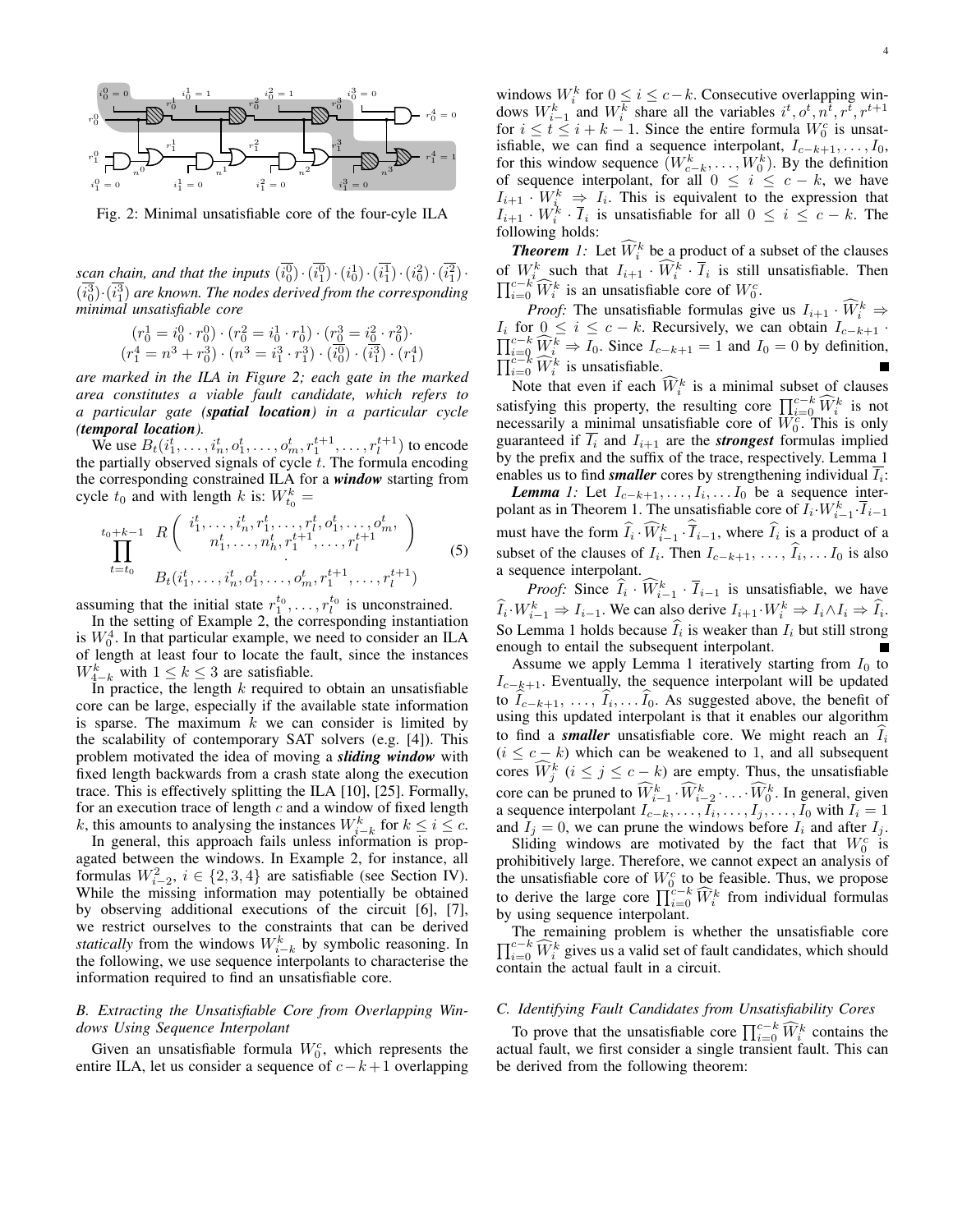Fig. 2: Minimal unsatisfiable core of the four-cycle ILA

*scan chain, and that the inputs* $(\overline{i_0^0})\cdot(\overline{i_1^0})\cdot(i_0^1)\cdot(\overline{i_1^1})\cdot(i_0^2)\cdot(\overline{i_1^2})\cdot(\overline{i_0^3})\cdot(\overline{i_1^3})$ *are known. The nodes derived from the corresponding minimal unsatisfiable core*

$$(r_0^1 = i_0^0 \cdot r_0^0)\cdot(r_0^2 = i_0^1 \cdot r_0^1)\cdot(r_0^3 = i_0^2 \cdot r_0^2)\cdot$$
$$(r_1^4 = n^3 + r_0^3)\cdot(n^3 = i_1^3 \cdot r_1^3)\cdot(\overline{i_0^3})\cdot(\overline{i_1^3})\cdot(r_1^4)$$

*are marked in the ILA in Figure 2; each gate in the marked area constitutes a viable fault candidate, which refers to a particular gate (**spatial location**) in a particular cycle (**temporal location**).*

We use $B_t(i_1^t, \ldots, i_n^t, o_1^t, \ldots, o_m^t, r_1^{t+1}, \ldots, r_l^{t+1})$ to encode the partially observed signals of cycle $t$. The formula encoding the corresponding constrained ILA for a ***window*** starting from cycle $t_0$ and with length $k$ is: $W_{t_0}^k =$

$$\prod_{t=t_0}^{t_0+k-1} \begin{array}{l} R\left(\begin{array}{c} i_1^t, \ldots, i_n^t, r_1^t, \ldots, r_l^t, o_1^t, \ldots, o_m^t, \\ n_1^t, \ldots, n_h^t, r_1^{t+1}, \ldots, r_l^{t+1} \end{array}\right) \\ \cdot \\ B_t(i_1^t, \ldots, i_n^t, o_1^t, \ldots, o_m^t, r_1^{t+1}, \ldots, r_l^{t+1}) \end{array} \tag{5}$$

assuming that the initial state $r_1^{t_0}, \ldots, r_l^{t_0}$ is unconstrained.

In the setting of Example 2, the corresponding instantiation is $W_0^4$. In that particular example, we need to consider an ILA of length at least four to locate the fault, since the instances $W_{4-k}^k$ with $1 \le k \le 3$ are satisfiable.

In practice, the length $k$ required to obtain an unsatisfiable core can be large, especially if the available state information is sparse. The maximum $k$ we can consider is limited by the scalability of contemporary SAT solvers (e.g. [4]). This problem motivated the idea of moving a ***sliding window*** with fixed length backwards from a crash state along the execution trace. This is effectively splitting the ILA [10], [25]. Formally, for an execution trace of length $c$ and a window of fixed length $k$, this amounts to analysing the instances $W_{i-k}^k$ for $k \le i \le c$.

In general, this approach fails unless information is propagated between the windows. In Example 2, for instance, all formulas $W_{i-2}^2$, $i \in \{2, 3, 4\}$ are satisfiable (see Section IV). While the missing information may potentially be obtained by observing additional executions of the circuit [6], [7], we restrict ourselves to the constraints that can be derived *statically* from the windows $W_{i-k}^k$ by symbolic reasoning. In the following, we use sequence interpolants to characterise the information required to find an unsatisfiable core.

### B. Extracting the Unsatisfiable Core from Overlapping Windows Using Sequence Interpolant

Given an unsatisfiable formula $W_0^c$, which represents the entire ILA, let us consider a sequence of $c-k+1$ overlapping windows $W_i^k$ for $0 \le i \le c-k$. Consecutive overlapping windows $W_{i-1}^k$ and $W_i^k$ share all the variables $i^t, o^t, n^t, r^t, r^{t+1}$ for $i \le t \le i+k-1$. Since the entire formula $W_0^c$ is unsatisfiable, we can find a sequence interpolant, $I_{c-k+1}, \ldots, I_0$, for this window sequence $(W_{c-k}^k, \ldots, W_0^k)$. By the definition of sequence interpolant, for all $0 \le i \le c-k$, we have $I_{i+1} \cdot W_i^k \Rightarrow I_i$. This is equivalent to the expression that $I_{i+1} \cdot W_i^k \cdot \overline{I}_i$ is unsatisfiable for all $0 \le i \le c-k$. The following holds:

***Theorem 1:*** Let $\widehat{W}_i^k$ be a product of a subset of the clauses of $W_i^k$ such that $I_{i+1} \cdot \widehat{W}_i^k \cdot \overline{I}_i$ is still unsatisfiable. Then $\prod_{i=0}^{c-k} \widehat{W}_i^k$ is an unsatisfiable core of $W_0^c$.

*Proof:* The unsatisfiable formulas give us $I_{i+1} \cdot \widehat{W}_i^k \Rightarrow I_i$ for $0 \le i \le c-k$. Recursively, we can obtain $I_{c-k+1} \cdot \prod_{i=0}^{c-k} \widehat{W}_i^k \Rightarrow I_0$. Since $I_{c-k+1} = 1$ and $I_0 = 0$ by definition, $\prod_{i=0}^{c-k} \widehat{W}_i^k$ is unsatisfiable. ∎

Note that even if each $\widehat{W}_i^k$ is a minimal subset of clauses satisfying this property, the resulting core $\prod_{i=0}^{c-k} \widehat{W}_i^k$ is not necessarily a minimal unsatisfiable core of $W_0^c$. This is only guaranteed if $\overline{I}_i$ and $I_{i+1}$ are the ***strongest*** formulas implied by the prefix and the suffix of the trace, respectively. Lemma 1 enables us to find ***smaller*** cores by strengthening individual $\overline{I}_i$:

***Lemma 1:*** Let $I_{c-k+1}, \ldots, I_i, \ldots I_0$ be a sequence interpolant as in Theorem 1. The unsatisfiable core of $I_i \cdot W_{i-1}^k \cdot \overline{I}_{i-1}$ must have the form $\widehat{I}_i \cdot \widehat{W}_{i-1}^k \cdot \overline{\widehat{I}}_{i-1}$, where $\widehat{I}_i$ is a product of a subset of the clauses of $I_i$. Then $I_{c-k+1}, \ldots, \widehat{I}_i, \ldots I_0$ is also a sequence interpolant.

*Proof:* Since $\widehat{I}_i \cdot \widehat{W}_{i-1}^k \cdot \overline{I}_{i-1}$ is unsatisfiable, we have $\widehat{I}_i \cdot W_{i-1}^k \Rightarrow I_{i-1}$. We can also derive $I_{i+1} \cdot W_i^k \Rightarrow I_i \wedge I_i \Rightarrow \widehat{I}_i$. So Lemma 1 holds because $\widehat{I}_i$ is weaker than $I_i$ but still strong enough to entail the subsequent interpolant. ∎

Assume we apply Lemma 1 iteratively starting from $I_0$ to $I_{c-k+1}$. Eventually, the sequence interpolant will be updated to $\widehat{I}_{c-k+1}, \ldots, \widehat{I}_i, \ldots \widehat{I}_0$. As suggested above, the benefit of using this updated interpolant is that it enables our algorithm to find a ***smaller*** unsatisfiable core. We might reach an $\widehat{I}_i$ ($i \le c-k$) which can be weakened to 1, and all subsequent cores $\widehat{W}_j^k$ ($i \le j \le c-k$) are empty. Thus, the unsatisfiable core can be pruned to $\widehat{W}_{i-1}^k \cdot \widehat{W}_{i-2}^k \cdot \ldots \cdot \widehat{W}_0^k$. In general, given a sequence interpolant $I_{c-k}, \ldots, I_i, \ldots, I_j, \ldots, I_0$ with $I_i = 1$ and $I_j = 0$, we can prune the windows before $I_i$ and after $I_j$.

Sliding windows are motivated by the fact that $W_0^c$ is prohibitively large. Therefore, we cannot expect an analysis of the unsatisfiable core of $W_0^c$ to be feasible. Thus, we propose to derive the large core $\prod_{i=0}^{c-k} \widehat{W}_i^k$ from individual formulas by using sequence interpolant.

The remaining problem is whether the unsatisfiable core $\prod_{i=0}^{c-k} \widehat{W}_i^k$ gives us a valid set of fault candidates, which should contain the actual fault in a circuit.

### C. Identifying Fault Candidates from Unsatisfiability Cores

To prove that the unsatisfiable core $\prod_{i=0}^{c-k} \widehat{W}_i^k$ contains the actual fault, we first consider a single transient fault. This can be derived from the following theorem: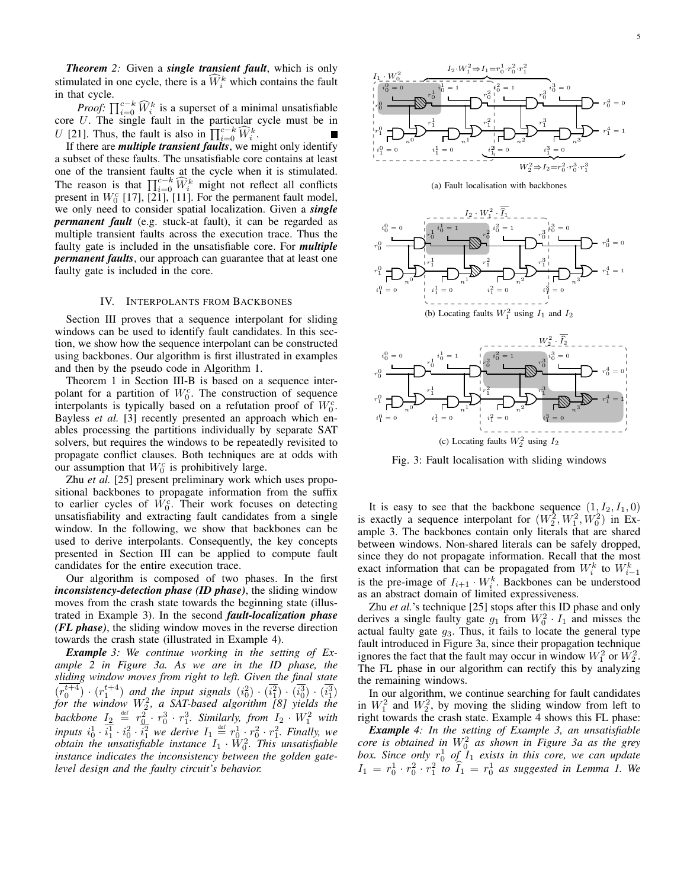*Theorem 2:* Given a ***single transient fault***, which is only stimulated in one cycle, there is a $\widehat{W}_i^k$ which contains the fault in that cycle.

*Proof:* $\prod_{i=0}^{c-k} \widehat{W}_i^k$ is a superset of a minimal unsatisfiable core $U$. The single fault in the particular cycle must be in $U$ [21]. Thus, the fault is also in $\prod_{i=0}^{c-k} \widehat{W}_i^k$. ∎

If there are ***multiple transient faults***, we might only identify a subset of these faults. The unsatisfiable core contains at least one of the transient faults at the cycle when it is stimulated. The reason is that $\prod_{i=0}^{c-k} \widehat{W}_i^k$ might not reflect all conflicts present in $W_0^c$ [17], [21], [11]. For the permanent fault model, we only need to consider spatial localization. Given a ***single permanent fault*** (e.g. stuck-at fault), it can be regarded as multiple transient faults across the execution trace. Thus the faulty gate is included in the unsatisfiable core. For ***multiple permanent faults***, our approach can guarantee that at least one faulty gate is included in the core.

## IV. Interpolants from Backbones

Section III proves that a sequence interpolant for sliding windows can be used to identify fault candidates. In this section, we show how the sequence interpolant can be constructed using backbones. Our algorithm is first illustrated in examples and then by the pseudo code in Algorithm 1.

Theorem 1 in Section III-B is based on a sequence interpolant for a partition of $W_0^c$. The construction of sequence interpolants is typically based on a refutation proof of $W_0^c$. Bayless *et al.* [3] recently presented an approach which enables processing the partitions individually by separate SAT solvers, but requires the windows to be repeatedly revisited to propagate conflict clauses. Both techniques are at odds with our assumption that $W_0^c$ is prohibitively large.

Zhu *et al.* [25] present preliminary work which uses propositional backbones to propagate information from the suffix to earlier cycles of $W_0^c$. Their work focuses on detecting unsatisfiability and extracting fault candidates from a single window. In the following, we show that backbones can be used to derive interpolants. Consequently, the key concepts presented in Section III can be applied to compute fault candidates for the entire execution trace.

Our algorithm is composed of two phases. In the first ***inconsistency-detection phase (ID phase)***, the sliding window moves from the crash state towards the beginning state (illustrated in Example 3). In the second ***fault-localization phase (FL phase)***, the sliding window moves in the reverse direction towards the crash state (illustrated in Example 4).

***Example 3:*** *We continue working in the setting of Example 2 in Figure 3a. As we are in the ID phase, the sliding window moves from right to left. Given the final state $(\overline{r_0^{t+4}}) \cdot (r_1^{t+4})$ and the input signals $(i_0^2) \cdot (\overline{i_1^2}) \cdot (\overline{i_0^3}) \cdot (\overline{i_1^3})$ for the window $W_2^2$, a SAT-based algorithm [8] yields the backbone $I_2 \stackrel{\text{def}}{=} \overline{r_0^2} \cdot r_0^3 \cdot r_1^3$. Similarly, from $I_2 \cdot W_1^2$ with inputs $i_0^1 \cdot \overline{i_1^1} \cdot i_0^2 \cdot \overline{i_1^2}$ we derive $I_1 \stackrel{\text{def}}{=} r_0^1 \cdot r_0^2 \cdot r_1^2$. Finally, we obtain the unsatisfiable instance $I_1 \cdot W_0^2$. This unsatisfiable instance indicates the inconsistency between the golden gate-level design and the faulty circuit's behavior.*

(a) Fault localisation with backbones

(b) Locating faults $W_1^2$ using $I_1$ and $I_2$

(c) Locating faults $W_2^2$ using $I_2$

Fig. 3: Fault localisation with sliding windows

It is easy to see that the backbone sequence $(1, I_2, I_1, 0)$ is exactly a sequence interpolant for $(W_2^2, W_1^2, W_0^2)$ in Example 3. The backbones contain only literals that are shared between windows. Non-shared literals can be safely dropped, since they do not propagate information. Recall that the most exact information that can be propagated from $W_i^k$ to $W_{i-1}^k$ is the pre-image of $I_{i+1} \cdot W_i^k$. Backbones can be understood as an abstract domain of limited expressiveness.

Zhu *et al.*'s technique [25] stops after this ID phase and only derives a single faulty gate $g_1$ from $W_0^2 \cdot I_1$ and misses the actual faulty gate $g_3$. Thus, it fails to locate the general type fault introduced in Figure 3a, since their propagation technique ignores the fact that the fault may occur in window $W_1^2$ or $W_2^2$. The FL phase in our algorithm can rectify this by analyzing the remaining windows.

In our algorithm, we continue searching for fault candidates in $W_1^2$ and $W_2^2$, by moving the sliding window from left to right towards the crash state. Example 4 shows this FL phase:

***Example 4:*** *In the setting of Example 3, an unsatisfiable core is obtained in $W_0^2$ as shown in Figure 3a as the grey box. Since only $r_0^1$ of $I_1$ exists in this core, we can update $I_1 = r_0^1 \cdot r_0^2 \cdot r_1^2$ to $\widehat{I}_1 = r_0^1$ as suggested in Lemma 1. We*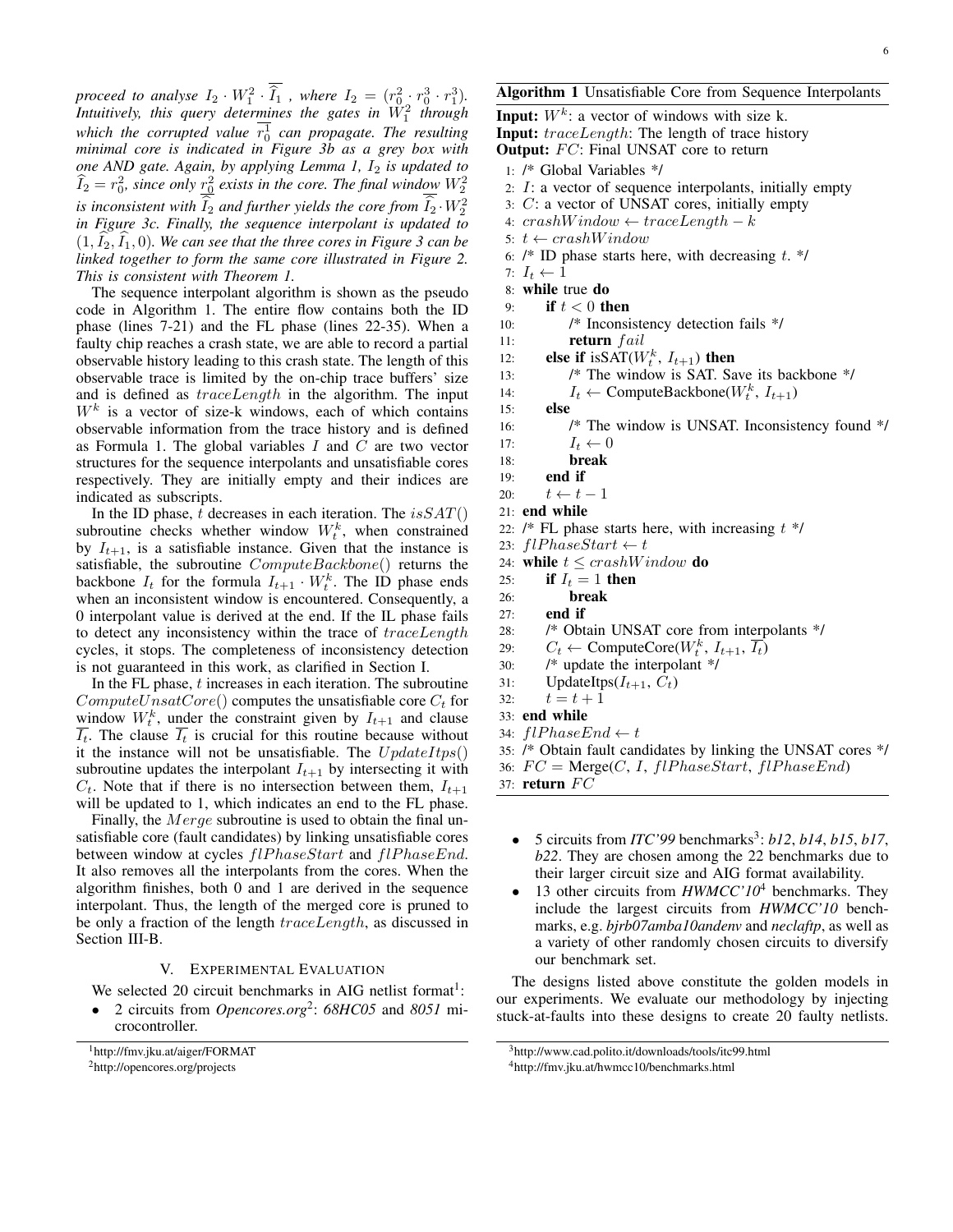*proceed to analyse $I_2 \cdot W_1^2 \cdot \overline{\widehat{I}_1}$ , where $I_2 = (r_0^2 \cdot r_0^3 \cdot r_1^3)$. Intuitively, this query determines the gates in $W_1^2$ through which the corrupted value $\overline{r_0^1}$ can propagate. The resulting minimal core is indicated in Figure 3b as a grey box with one AND gate. Again, by applying Lemma 1, $I_2$ is updated to $\widehat{I}_2 = r_0^2$, since only $\underline{r_0^2}$ exists in the core. The final window $W_2^2$ is inconsistent with $\overline{\widehat{I}_2}$ and further yields the core from $\overline{\widehat{I}_2} \cdot W_2^2$ in Figure 3c. Finally, the sequence interpolant is updated to $(1, \widehat{I}_2, \widehat{I}_1, 0)$. We can see that the three cores in Figure 3 can be linked together to form the same core illustrated in Figure 2. This is consistent with Theorem 1.*

The sequence interpolant algorithm is shown as the pseudo code in Algorithm 1. The entire flow contains both the ID phase (lines 7-21) and the FL phase (lines 22-35). When a faulty chip reaches a crash state, we are able to record a partial observable history leading to this crash state. The length of this observable trace is limited by the on-chip trace buffers' size and is defined as $traceLength$ in the algorithm. The input $W^k$ is a vector of size-k windows, each of which contains observable information from the trace history and is defined as Formula 1. The global variables $I$ and $C$ are two vector structures for the sequence interpolants and unsatisfiable cores respectively. They are initially empty and their indices are indicated as subscripts.

In the ID phase, $t$ decreases in each iteration. The $isSAT()$ subroutine checks whether window $W_t^k$, when constrained by $I_{t+1}$, is a satisfiable instance. Given that the instance is satisfiable, the subroutine $ComputeBackbone()$ returns the backbone $I_t$ for the formula $I_{t+1} \cdot W_t^k$. The ID phase ends when an inconsistent window is encountered. Consequently, a 0 interpolant value is derived at the end. If the IL phase fails to detect any inconsistency within the trace of $traceLength$ cycles, it stops. The completeness of inconsistency detection is not guaranteed in this work, as clarified in Section I.

In the FL phase, $t$ increases in each iteration. The subroutine $ComputeUnsatCore()$ computes the unsatisfiable core $C_t$ for window $W_t^k$, under the constraint given by $I_{t+1}$ and clause $\overline{I_t}$. The clause $\overline{I_t}$ is crucial for this routine because without it the instance will not be unsatisfiable. The $UpdateItps()$ subroutine updates the interpolant $I_{t+1}$ by intersecting it with $C_t$. Note that if there is no intersection between them, $I_{t+1}$ will be updated to 1, which indicates an end to the FL phase.

Finally, the $Merge$ subroutine is used to obtain the final unsatisfiable core (fault candidates) by linking unsatisfiable cores between window at cycles $flPhaseStart$ and $flPhaseEnd$. It also removes all the interpolants from the cores. When the algorithm finishes, both 0 and 1 are derived in the sequence interpolant. Thus, the length of the merged core is pruned to be only a fraction of the length $traceLength$, as discussed in Section III-B.

**Algorithm 1** Unsatisfiable Core from Sequence Interpolants

**Input:** $W^k$: a vector of windows with size k.
**Input:** $traceLength$: The length of trace history
**Output:** $FC$: Final UNSAT core to return

```
1:  /* Global Variables */
2:  I: a vector of sequence interpolants, initially empty
3:  C: a vector of UNSAT cores, initially empty
4:  crashWindow ← traceLength − k
5:  t ← crashWindow
6:  /* ID phase starts here, with decreasing t. */
7:  I_t ← 1
8:  while true do
9:      if t < 0 then
10:         /* Inconsistency detection fails */
11:         return fail
12:     else if isSAT(W_t^k, I_{t+1}) then
13:         /* The window is SAT. Save its backbone */
14:         I_t ← ComputeBackbone(W_t^k, I_{t+1})
15:     else
16:         /* The window is UNSAT. Inconsistency found */
17:         I_t ← 0
18:         break
19:     end if
20:     t ← t − 1
21: end while
22: /* FL phase starts here, with increasing t */
23: flPhaseStart ← t
24: while t ≤ crashWindow do
25:     if I_t = 1 then
26:         break
27:     end if
28:     /* Obtain UNSAT core from interpolants */
29:     C_t ← ComputeCore(W_t^k, I_{t+1}, ¬I_t)
30:     /* update the interpolant */
31:     UpdateItps(I_{t+1}, C_t)
32:     t = t + 1
33: end while
34: flPhaseEnd ← t
35: /* Obtain fault candidates by linking the UNSAT cores */
36: FC = Merge(C, I, flPhaseStart, flPhaseEnd)
37: return FC
```

## V. Experimental Evaluation

We selected 20 circuit benchmarks in AIG netlist format[1]:

- 2 circuits from *Opencores.org*[2]: *68HC05* and *8051* microcontroller.
- 5 circuits from *ITC'99* benchmarks[3]: *b12*, *b14*, *b15*, *b17*, *b22*. They are chosen among the 22 benchmarks due to their larger circuit size and AIG format availability.
- 13 other circuits from *HWMCC'10*[4] benchmarks. They include the largest circuits from *HWMCC'10* benchmarks, e.g. *bjrb07amba10andenv* and *neclaftp*, as well as a variety of other randomly chosen circuits to diversify our benchmark set.

The designs listed above constitute the golden models in our experiments. We evaluate our methodology by injecting stuck-at-faults into these designs to create 20 faulty netlists.

[1] http://fmv.jku.at/aiger/FORMAT

[2] http://opencores.org/projects

[3] http://www.cad.polito.it/downloads/tools/itc99.html

[4] http://fmv.jku.at/hwmcc10/benchmarks.html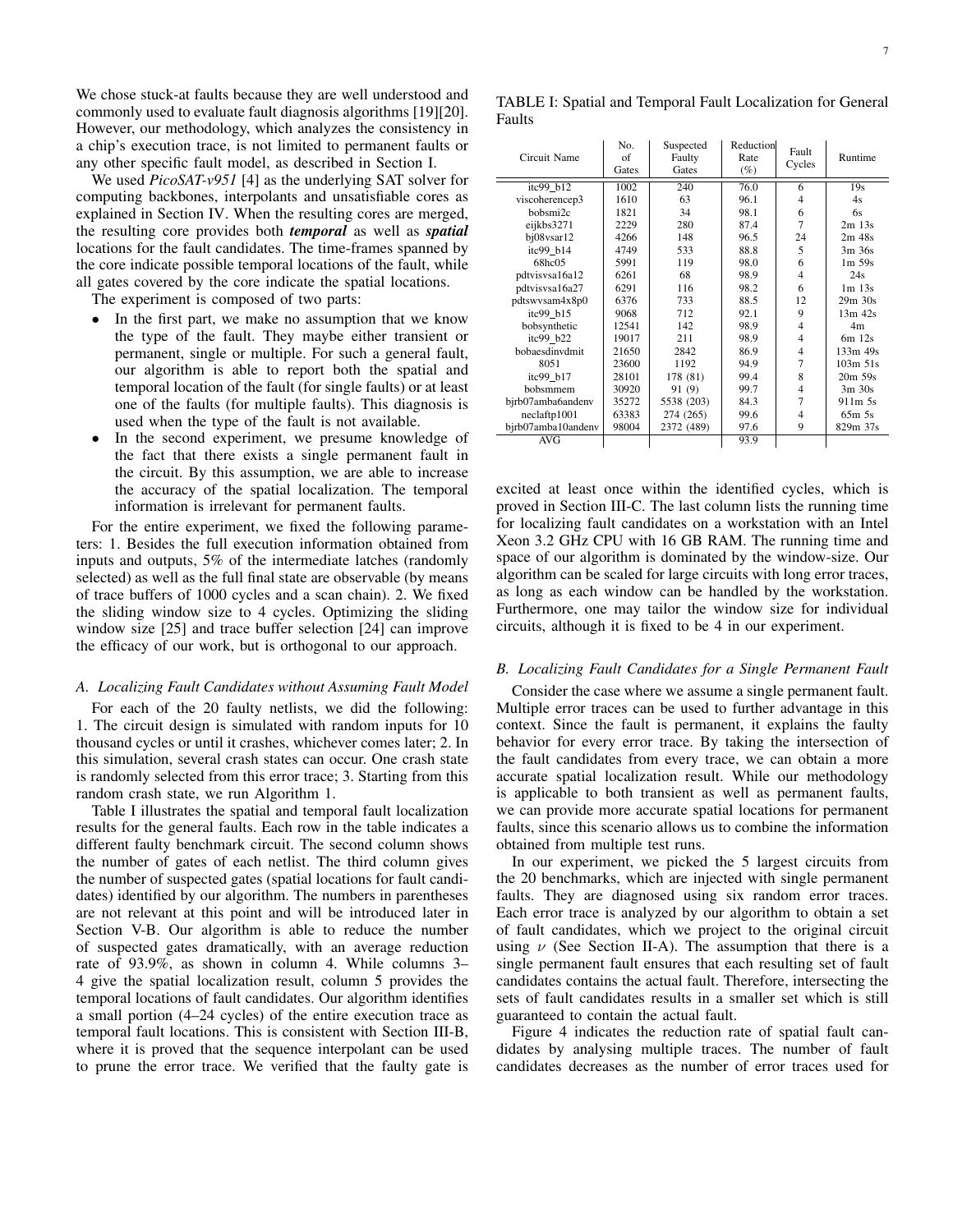We chose stuck-at faults because they are well understood and commonly used to evaluate fault diagnosis algorithms [19][20]. However, our methodology, which analyzes the consistency in a chip's execution trace, is not limited to permanent faults or any other specific fault model, as described in Section I.

We used *PicoSAT-v951* [4] as the underlying SAT solver for computing backbones, interpolants and unsatisfiable cores as explained in Section IV. When the resulting cores are merged, the resulting core provides both ***temporal*** as well as ***spatial*** locations for the fault candidates. The time-frames spanned by the core indicate possible temporal locations of the fault, while all gates covered by the core indicate the spatial locations.

The experiment is composed of two parts:

- In the first part, we make no assumption that we know the type of the fault. They maybe either transient or permanent, single or multiple. For such a general fault, our algorithm is able to report both the spatial and temporal location of the fault (for single faults) or at least one of the faults (for multiple faults). This diagnosis is used when the type of the fault is not available.
- In the second experiment, we presume knowledge of the fact that there exists a single permanent fault in the circuit. By this assumption, we are able to increase the accuracy of the spatial localization. The temporal information is irrelevant for permanent faults.

For the entire experiment, we fixed the following parameters: 1. Besides the full execution information obtained from inputs and outputs, 5% of the intermediate latches (randomly selected) as well as the full final state are observable (by means of trace buffers of 1000 cycles and a scan chain). 2. We fixed the sliding window size to 4 cycles. Optimizing the sliding window size [25] and trace buffer selection [24] can improve the efficacy of our work, but is orthogonal to our approach.

### A. Localizing Fault Candidates without Assuming Fault Model

For each of the 20 faulty netlists, we did the following: 1. The circuit design is simulated with random inputs for 10 thousand cycles or until it crashes, whichever comes later; 2. In this simulation, several crash states can occur. One crash state is randomly selected from this error trace; 3. Starting from this random crash state, we run Algorithm 1.

Table I illustrates the spatial and temporal fault localization results for the general faults. Each row in the table indicates a different faulty benchmark circuit. The second column shows the number of gates of each netlist. The third column gives the number of suspected gates (spatial locations for fault candidates) identified by our algorithm. The numbers in parentheses are not relevant at this point and will be introduced later in Section V-B. Our algorithm is able to reduce the number of suspected gates dramatically, with an average reduction rate of 93.9%, as shown in column 4. While columns 3–4 give the spatial localization result, column 5 provides the temporal locations of fault candidates. Our algorithm identifies a small portion (4–24 cycles) of the entire execution trace as temporal fault locations. This is consistent with Section III-B, where it is proved that the sequence interpolant can be used to prune the error trace. We verified that the faulty gate is excited at least once within the identified cycles, which is proved in Section III-C. The last column lists the running time for localizing fault candidates on a workstation with an Intel Xeon 3.2 GHz CPU with 16 GB RAM. The running time and space of our algorithm is dominated by the window-size. Our algorithm can be scaled for large circuits with long error traces, as long as each window can be handled by the workstation. Furthermore, one may tailor the window size for individual circuits, although it is fixed to be 4 in our experiment.

TABLE I: Spatial and Temporal Fault Localization for General Faults

| Circuit Name | No. of Gates | Suspected Faulty Gates | Reduction Rate (%) | Fault Cycles | Runtime |
|---|---|---|---|---|---|
| itc99_b12 | 1002 | 240 | 76.0 | 6 | 19s |
| viscoherencep3 | 1610 | 63 | 96.1 | 4 | 4s |
| bobsmi2c | 1821 | 34 | 98.1 | 6 | 6s |
| eijkbs3271 | 2229 | 280 | 87.4 | 7 | 2m 13s |
| bj08vsar12 | 4266 | 148 | 96.5 | 24 | 2m 48s |
| itc99_b14 | 4749 | 533 | 88.8 | 5 | 3m 36s |
| 68hc05 | 5991 | 119 | 98.0 | 6 | 1m 59s |
| pdtvisvsa16a12 | 6261 | 68 | 98.9 | 4 | 24s |
| pdtvisvsa16a27 | 6291 | 116 | 98.2 | 6 | 1m 13s |
| pdtswvsam4x8p0 | 6376 | 733 | 88.5 | 12 | 29m 30s |
| itc99_b15 | 9068 | 712 | 92.1 | 9 | 13m 42s |
| bobsynthetic | 12541 | 142 | 98.9 | 4 | 4m |
| itc99_b22 | 19017 | 211 | 98.9 | 4 | 6m 12s |
| bobaesdinvdmit | 21650 | 2842 | 86.9 | 4 | 133m 49s |
| 8051 | 23600 | 1192 | 94.9 | 7 | 103m 51s |
| itc99_b17 | 28101 | 178 (81) | 99.4 | 8 | 20m 59s |
| bobsmmem | 30920 | 91 (9) | 99.7 | 4 | 3m 30s |
| bjrb07amba6andenv | 35272 | 5538 (203) | 84.3 | 7 | 911m 5s |
| neclaftp1001 | 63383 | 274 (265) | 99.6 | 4 | 65m 5s |
| bjrb07amba10andenv | 98004 | 2372 (489) | 97.6 | 9 | 829m 37s |
| AVG | | | 93.9 | | |

### B. Localizing Fault Candidates for a Single Permanent Fault

Consider the case where we assume a single permanent fault. Multiple error traces can be used to further advantage in this context. Since the fault is permanent, it explains the faulty behavior for every error trace. By taking the intersection of the fault candidates from every trace, we can obtain a more accurate spatial localization result. While our methodology is applicable to both transient as well as permanent faults, we can provide more accurate spatial locations for permanent faults, since this scenario allows us to combine the information obtained from multiple test runs.

In our experiment, we picked the 5 largest circuits from the 20 benchmarks, which are injected with single permanent faults. They are diagnosed using six random error traces. Each error trace is analyzed by our algorithm to obtain a set of fault candidates, which we project to the original circuit using $\nu$ (See Section II-A). The assumption that there is a single permanent fault ensures that each resulting set of fault candidates contains the actual fault. Therefore, intersecting the sets of fault candidates results in a smaller set which is still guaranteed to contain the actual fault.

Figure 4 indicates the reduction rate of spatial fault candidates by analysing multiple traces. The number of fault candidates decreases as the number of error traces used for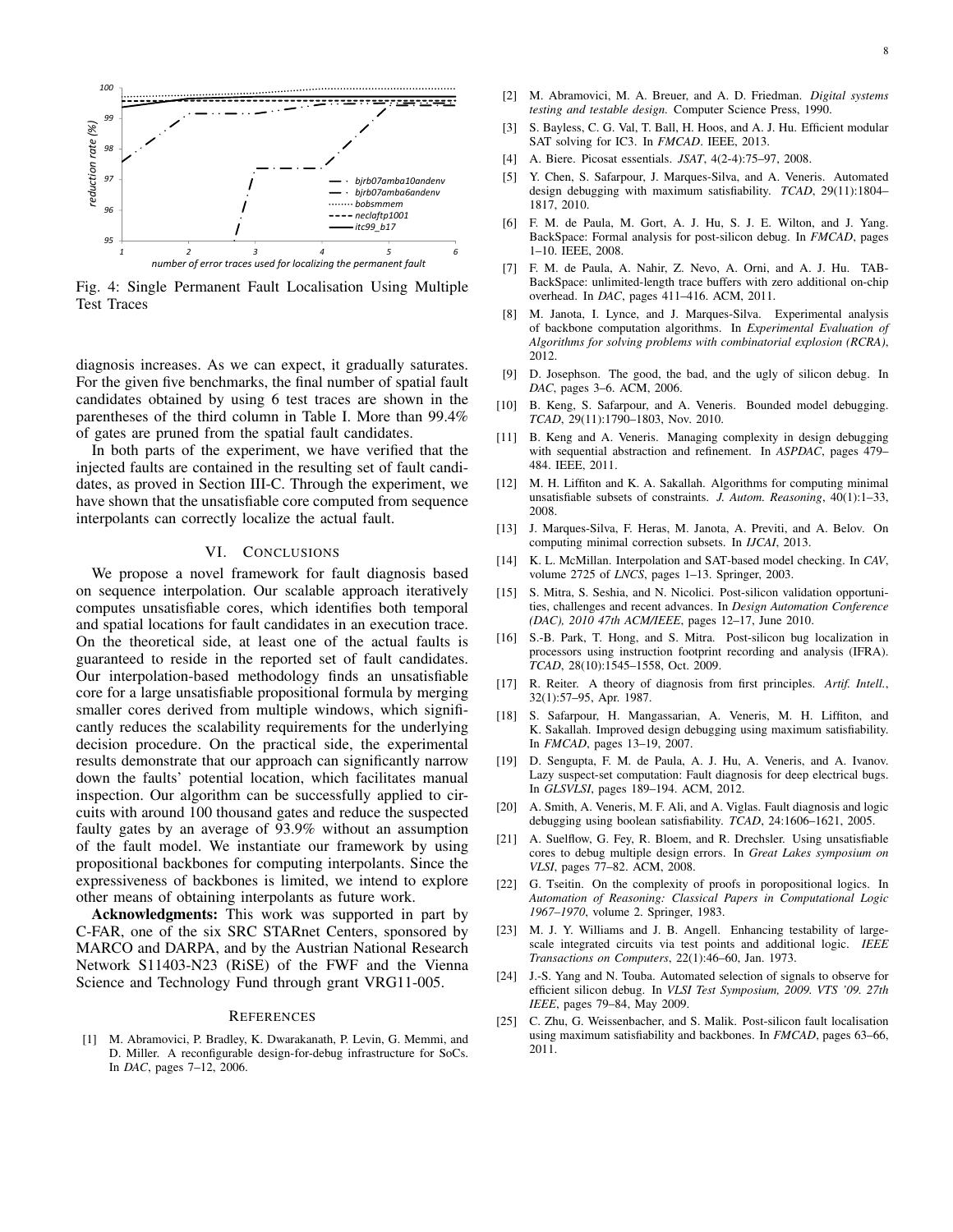100
99
98
97
96
95
reduction rate (%)
1
2
3
4
5
6
number of error traces used for localizing the permanent fault
bjrb07amba10andenv
bjrb07amba6andenv
bobsmmem
neclaftp1001
itc99_b17

Fig. 4: Single Permanent Fault Localisation Using Multiple Test Traces

diagnosis increases. As we can expect, it gradually saturates. For the given five benchmarks, the final number of spatial fault candidates obtained by using 6 test traces are shown in the parentheses of the third column in Table I. More than 99.4% of gates are pruned from the spatial fault candidates.

In both parts of the experiment, we have verified that the injected faults are contained in the resulting set of fault candidates, as proved in Section III-C. Through the experiment, we have shown that the unsatisfiable core computed from sequence interpolants can correctly localize the actual fault.

## VI. Conclusions

We propose a novel framework for fault diagnosis based on sequence interpolation. Our scalable approach iteratively computes unsatisfiable cores, which identifies both temporal and spatial locations for fault candidates in an execution trace. On the theoretical side, at least one of the actual faults is guaranteed to reside in the reported set of fault candidates. Our interpolation-based methodology finds an unsatisfiable core for a large unsatisfiable propositional formula by merging smaller cores derived from multiple windows, which significantly reduces the scalability requirements for the underlying decision procedure. On the practical side, the experimental results demonstrate that our approach can significantly narrow down the faults' potential location, which facilitates manual inspection. Our algorithm can be successfully applied to circuits with around 100 thousand gates and reduce the suspected faulty gates by an average of 93.9% without an assumption of the fault model. We instantiate our framework by using propositional backbones for computing interpolants. Since the expressiveness of backbones is limited, we intend to explore other means of obtaining interpolants as future work.

**Acknowledgments:** This work was supported in part by C-FAR, one of the six SRC STARnet Centers, sponsored by MARCO and DARPA, and by the Austrian National Research Network S11403-N23 (RiSE) of the FWF and the Vienna Science and Technology Fund through grant VRG11-005.

## References

[1] M. Abramovici, P. Bradley, K. Dwarakanath, P. Levin, G. Memmi, and D. Miller. A reconfigurable design-for-debug infrastructure for SoCs. In *DAC*, pages 7–12, 2006.

[2] M. Abramovici, M. A. Breuer, and A. D. Friedman. *Digital systems testing and testable design.* Computer Science Press, 1990.

[3] S. Bayless, C. G. Val, T. Ball, H. Hoos, and A. J. Hu. Efficient modular SAT solving for IC3. In *FMCAD*. IEEE, 2013.

[4] A. Biere. Picosat essentials. *JSAT*, 4(2-4):75–97, 2008.

[5] Y. Chen, S. Safarpour, J. Marques-Silva, and A. Veneris. Automated design debugging with maximum satisfiability. *TCAD*, 29(11):1804–1817, 2010.

[6] F. M. de Paula, M. Gort, A. J. Hu, S. J. E. Wilton, and J. Yang. BackSpace: Formal analysis for post-silicon debug. In *FMCAD*, pages 1–10. IEEE, 2008.

[7] F. M. de Paula, A. Nahir, Z. Nevo, A. Orni, and A. J. Hu. TAB-BackSpace: unlimited-length trace buffers with zero additional on-chip overhead. In *DAC*, pages 411–416. ACM, 2011.

[8] M. Janota, I. Lynce, and J. Marques-Silva. Experimental analysis of backbone computation algorithms. In *Experimental Evaluation of Algorithms for solving problems with combinatorial explosion (RCRA)*, 2012.

[9] D. Josephson. The good, the bad, and the ugly of silicon debug. In *DAC*, pages 3–6. ACM, 2006.

[10] B. Keng, S. Safarpour, and A. Veneris. Bounded model debugging. *TCAD*, 29(11):1790–1803, Nov. 2010.

[11] B. Keng and A. Veneris. Managing complexity in design debugging with sequential abstraction and refinement. In *ASPDAC*, pages 479–484. IEEE, 2011.

[12] M. H. Liffiton and K. A. Sakallah. Algorithms for computing minimal unsatisfiable subsets of constraints. *J. Autom. Reasoning*, 40(1):1–33, 2008.

[13] J. Marques-Silva, F. Heras, M. Janota, A. Previti, and A. Belov. On computing minimal correction subsets. In *IJCAI*, 2013.

[14] K. L. McMillan. Interpolation and SAT-based model checking. In *CAV*, volume 2725 of *LNCS*, pages 1–13. Springer, 2003.

[15] S. Mitra, S. Seshia, and N. Nicolici. Post-silicon validation opportunities, challenges and recent advances. In *Design Automation Conference (DAC), 2010 47th ACM/IEEE*, pages 12–17, June 2010.

[16] S.-B. Park, T. Hong, and S. Mitra. Post-silicon bug localization in processors using instruction footprint recording and analysis (IFRA). *TCAD*, 28(10):1545–1558, Oct. 2009.

[17] R. Reiter. A theory of diagnosis from first principles. *Artif. Intell.*, 32(1):57–95, Apr. 1987.

[18] S. Safarpour, H. Mangassarian, A. Veneris, M. H. Liffiton, and K. Sakallah. Improved design debugging using maximum satisfiability. In *FMCAD*, pages 13–19, 2007.

[19] D. Sengupta, F. M. de Paula, A. J. Hu, A. Veneris, and A. Ivanov. Lazy suspect-set computation: Fault diagnosis for deep electrical bugs. In *GLSVLSI*, pages 189–194. ACM, 2012.

[20] A. Smith, A. Veneris, M. F. Ali, and A. Viglas. Fault diagnosis and logic debugging using boolean satisfiability. *TCAD*, 24:1606–1621, 2005.

[21] A. Suelflow, G. Fey, R. Bloem, and R. Drechsler. Using unsatisfiable cores to debug multiple design errors. In *Great Lakes symposium on VLSI*, pages 77–82. ACM, 2008.

[22] G. Tseitin. On the complexity of proofs in poropositional logics. In *Automation of Reasoning: Classical Papers in Computational Logic 1967–1970*, volume 2. Springer, 1983.

[23] M. J. Y. Williams and J. B. Angell. Enhancing testability of large-scale integrated circuits via test points and additional logic. *IEEE Transactions on Computers*, 22(1):46–60, Jan. 1973.

[24] J.-S. Yang and N. Touba. Automated selection of signals to observe for efficient silicon debug. In *VLSI Test Symposium, 2009. VTS '09. 27th IEEE*, pages 79–84, May 2009.

[25] C. Zhu, G. Weissenbacher, and S. Malik. Post-silicon fault localisation using maximum satisfiability and backbones. In *FMCAD*, pages 63–66, 2011.